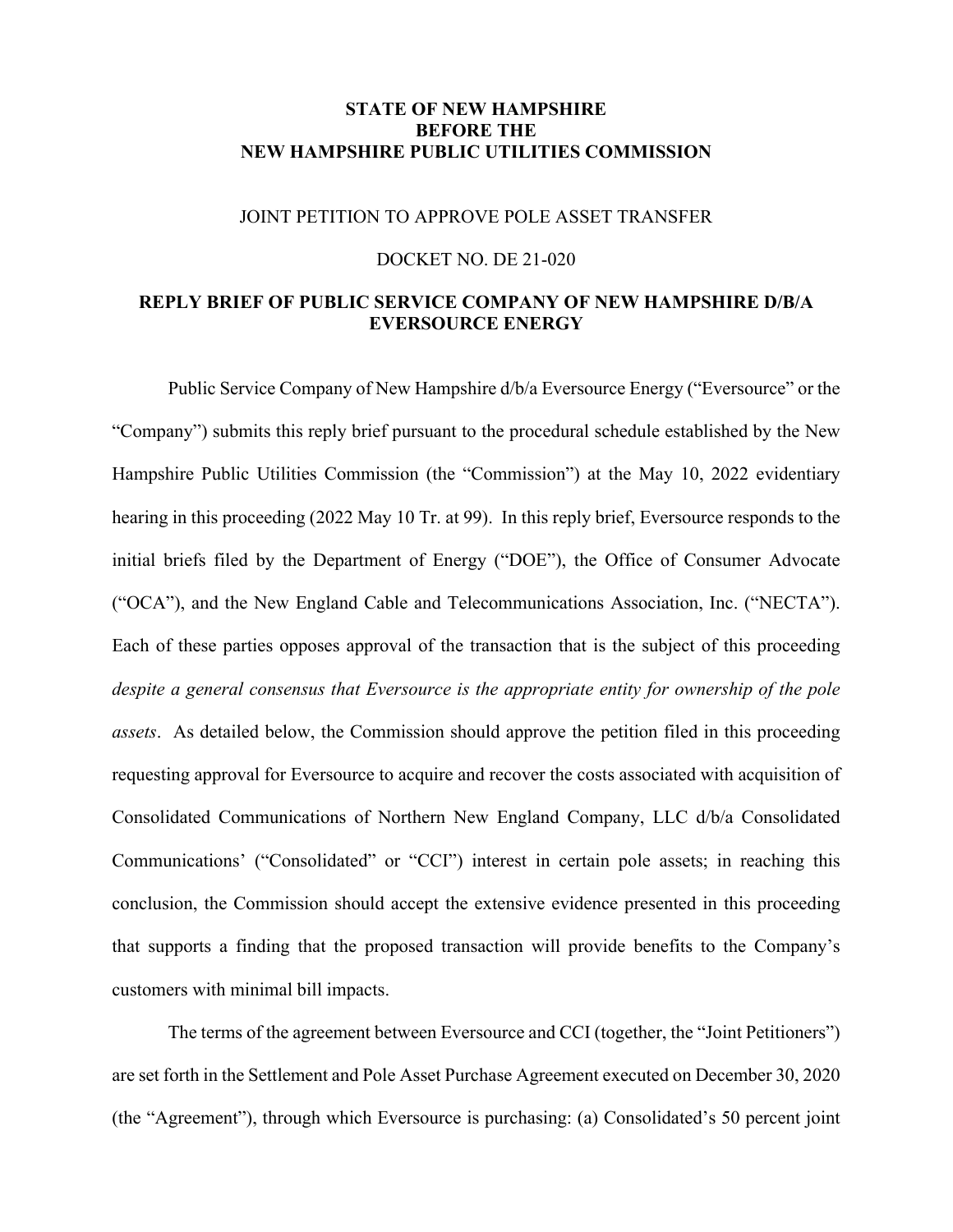**STATE OF NEW HAMPSHIRE**
**BEFORE THE**
**NEW HAMPSHIRE PUBLIC UTILITIES COMMISSION**

JOINT PETITION TO APPROVE POLE ASSET TRANSFER

DOCKET NO. DE 21-020

**REPLY BRIEF OF PUBLIC SERVICE COMPANY OF NEW HAMPSHIRE D/B/A EVERSOURCE ENERGY**

Public Service Company of New Hampshire d/b/a Eversource Energy ("Eversource" or the "Company") submits this reply brief pursuant to the procedural schedule established by the New Hampshire Public Utilities Commission (the "Commission") at the May 10, 2022 evidentiary hearing in this proceeding (2022 May 10 Tr. at 99). In this reply brief, Eversource responds to the initial briefs filed by the Department of Energy ("DOE"), the Office of Consumer Advocate ("OCA"), and the New England Cable and Telecommunications Association, Inc. ("NECTA"). Each of these parties opposes approval of the transaction that is the subject of this proceeding *despite a general consensus that Eversource is the appropriate entity for ownership of the pole assets*. As detailed below, the Commission should approve the petition filed in this proceeding requesting approval for Eversource to acquire and recover the costs associated with acquisition of Consolidated Communications of Northern New England Company, LLC d/b/a Consolidated Communications' ("Consolidated" or "CCI") interest in certain pole assets; in reaching this conclusion, the Commission should accept the extensive evidence presented in this proceeding that supports a finding that the proposed transaction will provide benefits to the Company's customers with minimal bill impacts.

The terms of the agreement between Eversource and CCI (together, the "Joint Petitioners") are set forth in the Settlement and Pole Asset Purchase Agreement executed on December 30, 2020 (the "Agreement"), through which Eversource is purchasing: (a) Consolidated's 50 percent joint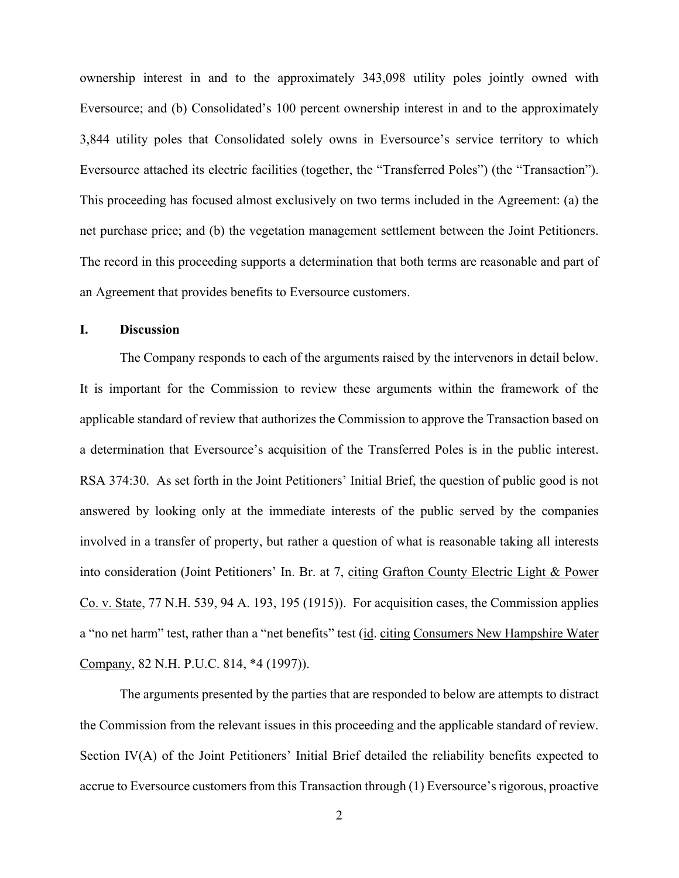ownership interest in and to the approximately 343,098 utility poles jointly owned with Eversource; and (b) Consolidated's 100 percent ownership interest in and to the approximately 3,844 utility poles that Consolidated solely owns in Eversource's service territory to which Eversource attached its electric facilities (together, the "Transferred Poles") (the "Transaction"). This proceeding has focused almost exclusively on two terms included in the Agreement: (a) the net purchase price; and (b) the vegetation management settlement between the Joint Petitioners. The record in this proceeding supports a determination that both terms are reasonable and part of an Agreement that provides benefits to Eversource customers.

## I. Discussion

The Company responds to each of the arguments raised by the intervenors in detail below. It is important for the Commission to review these arguments within the framework of the applicable standard of review that authorizes the Commission to approve the Transaction based on a determination that Eversource's acquisition of the Transferred Poles is in the public interest. RSA 374:30. As set forth in the Joint Petitioners' Initial Brief, the question of public good is not answered by looking only at the immediate interests of the public served by the companies involved in a transfer of property, but rather a question of what is reasonable taking all interests into consideration (Joint Petitioners' In. Br. at 7, citing Grafton County Electric Light & Power Co. v. State, 77 N.H. 539, 94 A. 193, 195 (1915)). For acquisition cases, the Commission applies a "no net harm" test, rather than a "net benefits" test (id. citing Consumers New Hampshire Water Company, 82 N.H. P.U.C. 814, *4 (1997)).

The arguments presented by the parties that are responded to below are attempts to distract the Commission from the relevant issues in this proceeding and the applicable standard of review. Section IV(A) of the Joint Petitioners' Initial Brief detailed the reliability benefits expected to accrue to Eversource customers from this Transaction through (1) Eversource's rigorous, proactive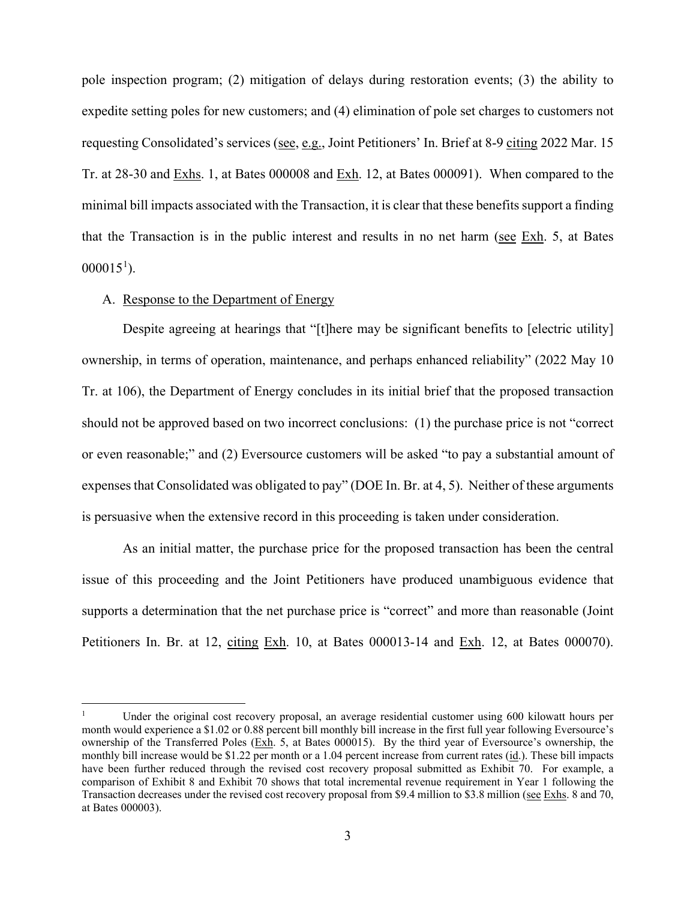pole inspection program; (2) mitigation of delays during restoration events; (3) the ability to expedite setting poles for new customers; and (4) elimination of pole set charges to customers not requesting Consolidated's services (see, e.g., Joint Petitioners' In. Brief at 8-9 citing 2022 Mar. 15 Tr. at 28-30 and Exhs. 1, at Bates 000008 and Exh. 12, at Bates 000091). When compared to the minimal bill impacts associated with the Transaction, it is clear that these benefits support a finding that the Transaction is in the public interest and results in no net harm (see Exh. 5, at Bates 000015[1]).

A. Response to the Department of Energy

Despite agreeing at hearings that "[t]here may be significant benefits to [electric utility] ownership, in terms of operation, maintenance, and perhaps enhanced reliability" (2022 May 10 Tr. at 106), the Department of Energy concludes in its initial brief that the proposed transaction should not be approved based on two incorrect conclusions: (1) the purchase price is not "correct or even reasonable;" and (2) Eversource customers will be asked "to pay a substantial amount of expenses that Consolidated was obligated to pay" (DOE In. Br. at 4, 5). Neither of these arguments is persuasive when the extensive record in this proceeding is taken under consideration.

As an initial matter, the purchase price for the proposed transaction has been the central issue of this proceeding and the Joint Petitioners have produced unambiguous evidence that supports a determination that the net purchase price is "correct" and more than reasonable (Joint Petitioners In. Br. at 12, citing Exh. 10, at Bates 000013-14 and Exh. 12, at Bates 000070).

---

[1] Under the original cost recovery proposal, an average residential customer using 600 kilowatt hours per month would experience a $1.02 or 0.88 percent bill monthly bill increase in the first full year following Eversource's ownership of the Transferred Poles (Exh. 5, at Bates 000015). By the third year of Eversource's ownership, the monthly bill increase would be $1.22 per month or a 1.04 percent increase from current rates (id.). These bill impacts have been further reduced through the revised cost recovery proposal submitted as Exhibit 70. For example, a comparison of Exhibit 8 and Exhibit 70 shows that total incremental revenue requirement in Year 1 following the Transaction decreases under the revised cost recovery proposal from $9.4 million to $3.8 million (see Exhs. 8 and 70, at Bates 000003).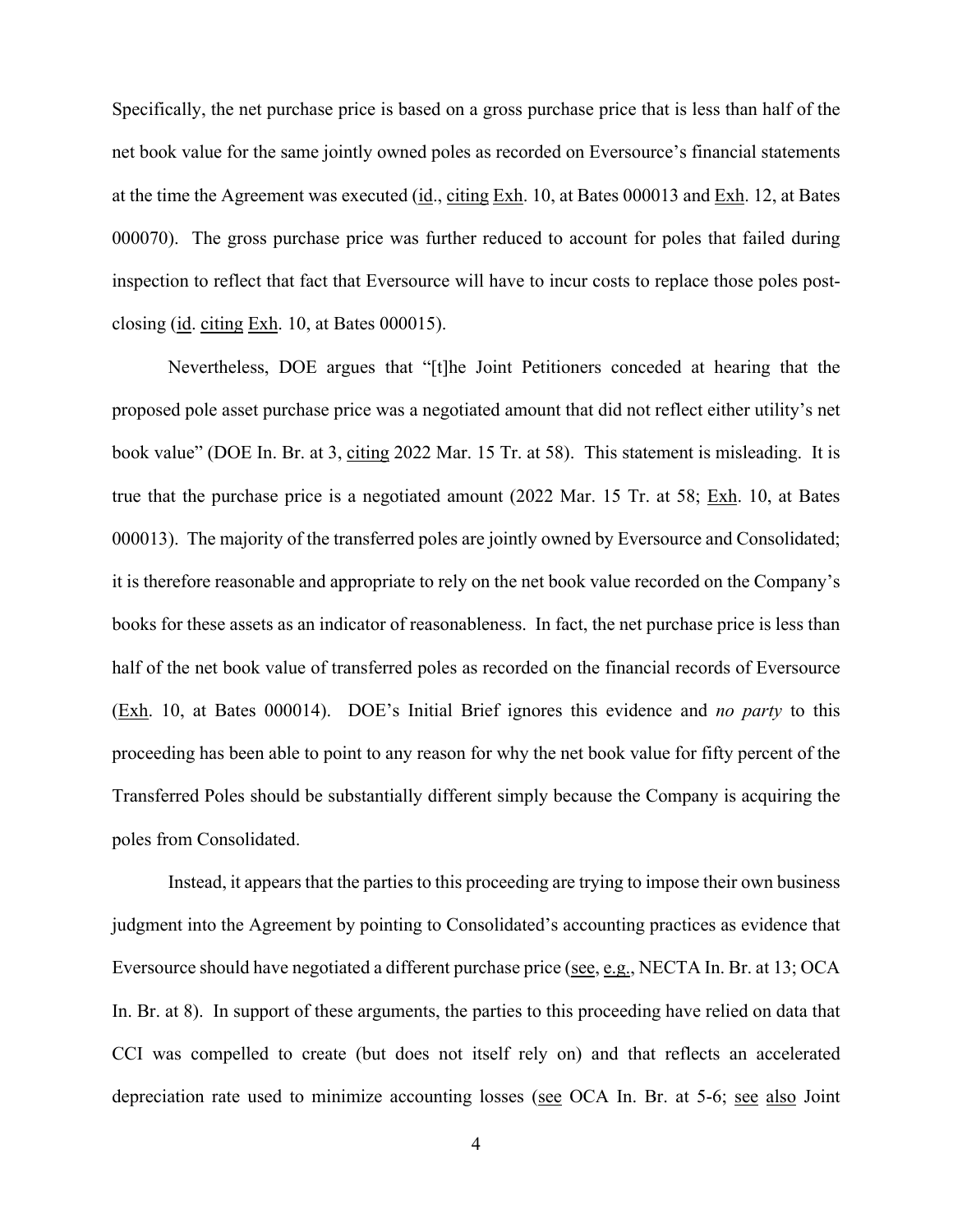Specifically, the net purchase price is based on a gross purchase price that is less than half of the net book value for the same jointly owned poles as recorded on Eversource's financial statements at the time the Agreement was executed (id., citing Exh. 10, at Bates 000013 and Exh. 12, at Bates 000070). The gross purchase price was further reduced to account for poles that failed during inspection to reflect that fact that Eversource will have to incur costs to replace those poles post-closing (id. citing Exh. 10, at Bates 000015).

Nevertheless, DOE argues that "[t]he Joint Petitioners conceded at hearing that the proposed pole asset purchase price was a negotiated amount that did not reflect either utility's net book value" (DOE In. Br. at 3, citing 2022 Mar. 15 Tr. at 58). This statement is misleading. It is true that the purchase price is a negotiated amount (2022 Mar. 15 Tr. at 58; Exh. 10, at Bates 000013). The majority of the transferred poles are jointly owned by Eversource and Consolidated; it is therefore reasonable and appropriate to rely on the net book value recorded on the Company's books for these assets as an indicator of reasonableness. In fact, the net purchase price is less than half of the net book value of transferred poles as recorded on the financial records of Eversource (Exh. 10, at Bates 000014). DOE's Initial Brief ignores this evidence and *no party* to this proceeding has been able to point to any reason for why the net book value for fifty percent of the Transferred Poles should be substantially different simply because the Company is acquiring the poles from Consolidated.

Instead, it appears that the parties to this proceeding are trying to impose their own business judgment into the Agreement by pointing to Consolidated's accounting practices as evidence that Eversource should have negotiated a different purchase price (see, e.g., NECTA In. Br. at 13; OCA In. Br. at 8). In support of these arguments, the parties to this proceeding have relied on data that CCI was compelled to create (but does not itself rely on) and that reflects an accelerated depreciation rate used to minimize accounting losses (see OCA In. Br. at 5-6; see also Joint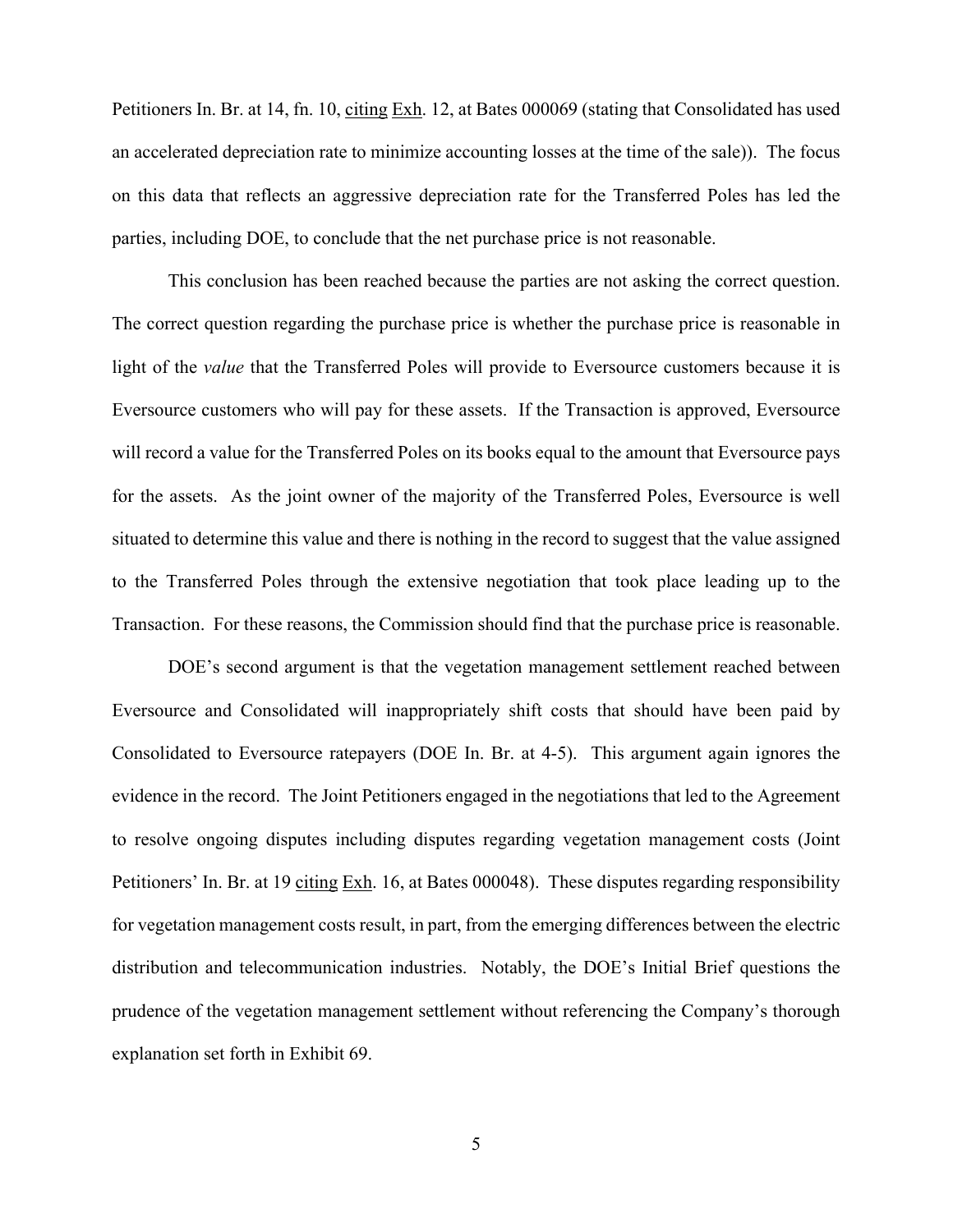Petitioners In. Br. at 14, fn. 10, citing Exh. 12, at Bates 000069 (stating that Consolidated has used an accelerated depreciation rate to minimize accounting losses at the time of the sale)). The focus on this data that reflects an aggressive depreciation rate for the Transferred Poles has led the parties, including DOE, to conclude that the net purchase price is not reasonable.

This conclusion has been reached because the parties are not asking the correct question. The correct question regarding the purchase price is whether the purchase price is reasonable in light of the *value* that the Transferred Poles will provide to Eversource customers because it is Eversource customers who will pay for these assets. If the Transaction is approved, Eversource will record a value for the Transferred Poles on its books equal to the amount that Eversource pays for the assets. As the joint owner of the majority of the Transferred Poles, Eversource is well situated to determine this value and there is nothing in the record to suggest that the value assigned to the Transferred Poles through the extensive negotiation that took place leading up to the Transaction. For these reasons, the Commission should find that the purchase price is reasonable.

DOE's second argument is that the vegetation management settlement reached between Eversource and Consolidated will inappropriately shift costs that should have been paid by Consolidated to Eversource ratepayers (DOE In. Br. at 4-5). This argument again ignores the evidence in the record. The Joint Petitioners engaged in the negotiations that led to the Agreement to resolve ongoing disputes including disputes regarding vegetation management costs (Joint Petitioners' In. Br. at 19 citing Exh. 16, at Bates 000048). These disputes regarding responsibility for vegetation management costs result, in part, from the emerging differences between the electric distribution and telecommunication industries. Notably, the DOE's Initial Brief questions the prudence of the vegetation management settlement without referencing the Company's thorough explanation set forth in Exhibit 69.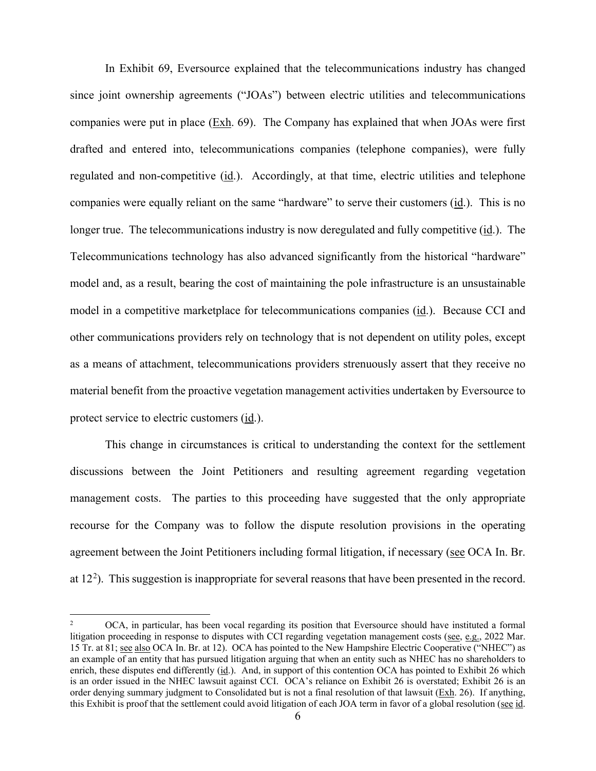In Exhibit 69, Eversource explained that the telecommunications industry has changed since joint ownership agreements ("JOAs") between electric utilities and telecommunications companies were put in place (Exh. 69). The Company has explained that when JOAs were first drafted and entered into, telecommunications companies (telephone companies), were fully regulated and non-competitive (id.). Accordingly, at that time, electric utilities and telephone companies were equally reliant on the same "hardware" to serve their customers (id.). This is no longer true. The telecommunications industry is now deregulated and fully competitive (id.). The Telecommunications technology has also advanced significantly from the historical "hardware" model and, as a result, bearing the cost of maintaining the pole infrastructure is an unsustainable model in a competitive marketplace for telecommunications companies (id.). Because CCI and other communications providers rely on technology that is not dependent on utility poles, except as a means of attachment, telecommunications providers strenuously assert that they receive no material benefit from the proactive vegetation management activities undertaken by Eversource to protect service to electric customers (id.).

This change in circumstances is critical to understanding the context for the settlement discussions between the Joint Petitioners and resulting agreement regarding vegetation management costs. The parties to this proceeding have suggested that the only appropriate recourse for the Company was to follow the dispute resolution provisions in the operating agreement between the Joint Petitioners including formal litigation, if necessary (see OCA In. Br. at 12[2]). This suggestion is inappropriate for several reasons that have been presented in the record.

---

[2] OCA, in particular, has been vocal regarding its position that Eversource should have instituted a formal litigation proceeding in response to disputes with CCI regarding vegetation management costs (see, e.g., 2022 Mar. 15 Tr. at 81; see also OCA In. Br. at 12). OCA has pointed to the New Hampshire Electric Cooperative ("NHEC") as an example of an entity that has pursued litigation arguing that when an entity such as NHEC has no shareholders to enrich, these disputes end differently (id.). And, in support of this contention OCA has pointed to Exhibit 26 which is an order issued in the NHEC lawsuit against CCI. OCA's reliance on Exhibit 26 is overstated; Exhibit 26 is an order denying summary judgment to Consolidated but is not a final resolution of that lawsuit (Exh. 26). If anything, this Exhibit is proof that the settlement could avoid litigation of each JOA term in favor of a global resolution (see id.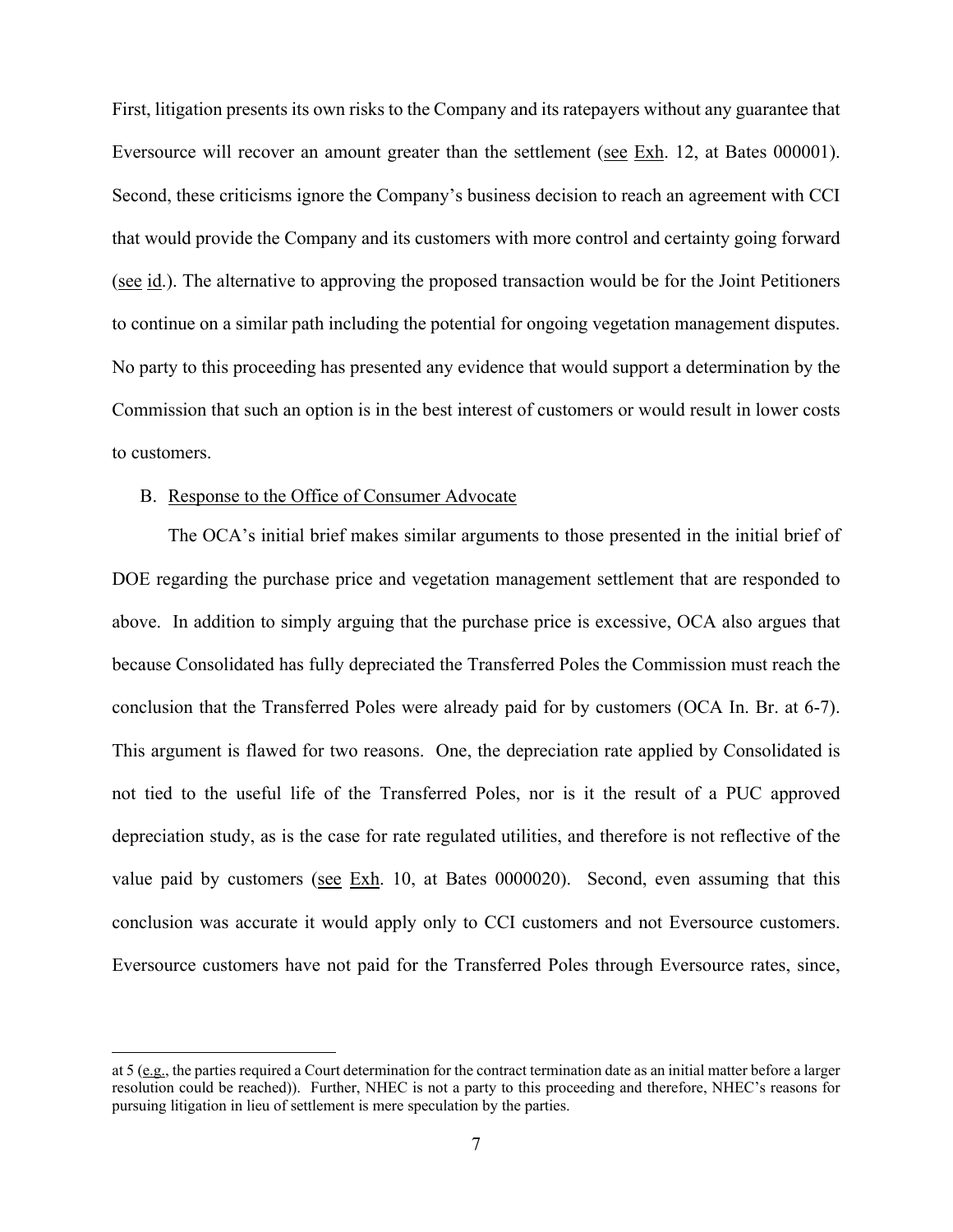First, litigation presents its own risks to the Company and its ratepayers without any guarantee that Eversource will recover an amount greater than the settlement (see Exh. 12, at Bates 000001). Second, these criticisms ignore the Company's business decision to reach an agreement with CCI that would provide the Company and its customers with more control and certainty going forward (see id.). The alternative to approving the proposed transaction would be for the Joint Petitioners to continue on a similar path including the potential for ongoing vegetation management disputes. No party to this proceeding has presented any evidence that would support a determination by the Commission that such an option is in the best interest of customers or would result in lower costs to customers.

B. Response to the Office of Consumer Advocate

The OCA's initial brief makes similar arguments to those presented in the initial brief of DOE regarding the purchase price and vegetation management settlement that are responded to above. In addition to simply arguing that the purchase price is excessive, OCA also argues that because Consolidated has fully depreciated the Transferred Poles the Commission must reach the conclusion that the Transferred Poles were already paid for by customers (OCA In. Br. at 6-7). This argument is flawed for two reasons. One, the depreciation rate applied by Consolidated is not tied to the useful life of the Transferred Poles, nor is it the result of a PUC approved depreciation study, as is the case for rate regulated utilities, and therefore is not reflective of the value paid by customers (see Exh. 10, at Bates 0000020). Second, even assuming that this conclusion was accurate it would apply only to CCI customers and not Eversource customers. Eversource customers have not paid for the Transferred Poles through Eversource rates, since,

---

at 5 (e.g., the parties required a Court determination for the contract termination date as an initial matter before a larger resolution could be reached)). Further, NHEC is not a party to this proceeding and therefore, NHEC's reasons for pursuing litigation in lieu of settlement is mere speculation by the parties.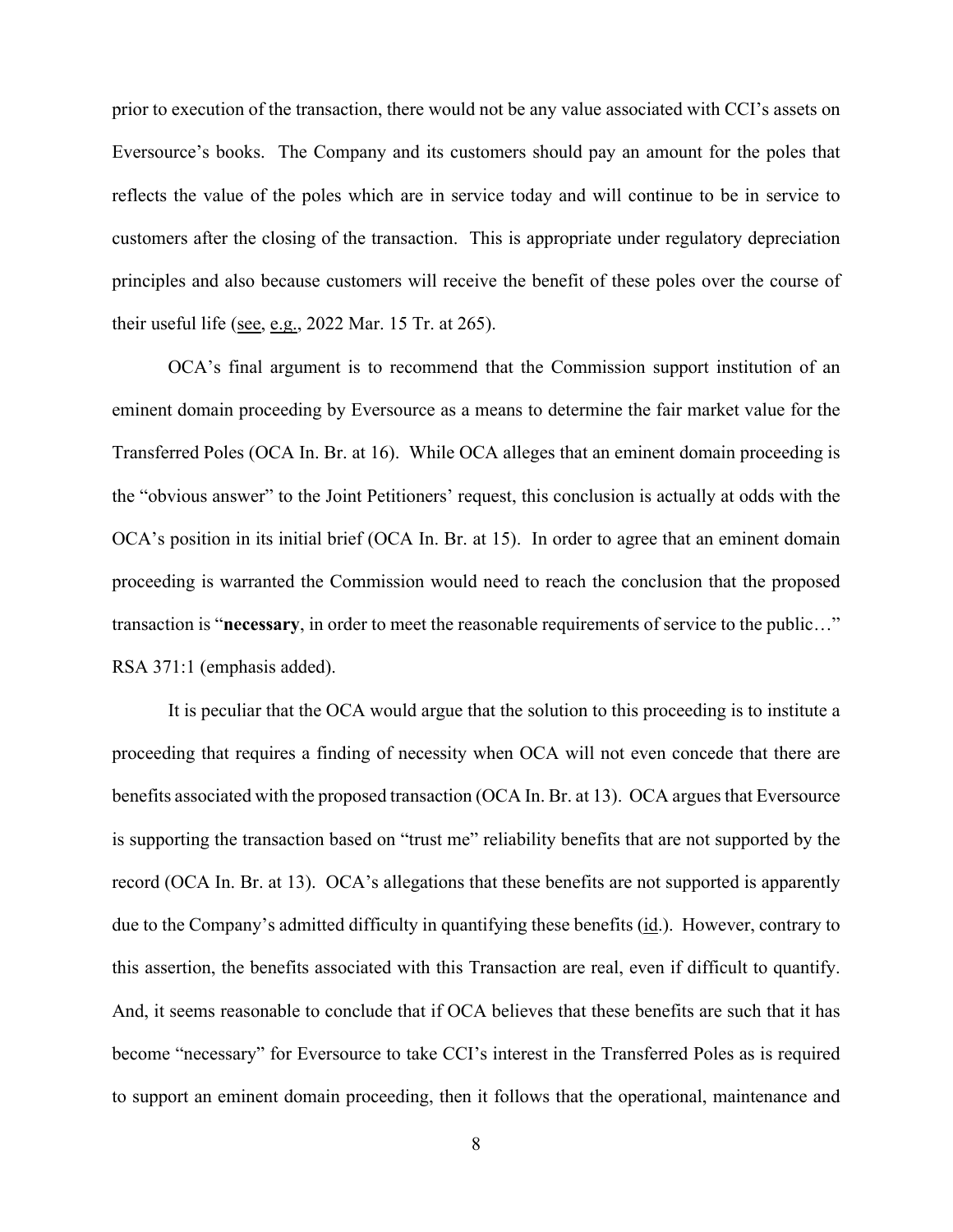prior to execution of the transaction, there would not be any value associated with CCI's assets on Eversource's books. The Company and its customers should pay an amount for the poles that reflects the value of the poles which are in service today and will continue to be in service to customers after the closing of the transaction. This is appropriate under regulatory depreciation principles and also because customers will receive the benefit of these poles over the course of their useful life (see, e.g., 2022 Mar. 15 Tr. at 265).

OCA's final argument is to recommend that the Commission support institution of an eminent domain proceeding by Eversource as a means to determine the fair market value for the Transferred Poles (OCA In. Br. at 16). While OCA alleges that an eminent domain proceeding is the "obvious answer" to the Joint Petitioners' request, this conclusion is actually at odds with the OCA's position in its initial brief (OCA In. Br. at 15). In order to agree that an eminent domain proceeding is warranted the Commission would need to reach the conclusion that the proposed transaction is "**necessary**, in order to meet the reasonable requirements of service to the public…" RSA 371:1 (emphasis added).

It is peculiar that the OCA would argue that the solution to this proceeding is to institute a proceeding that requires a finding of necessity when OCA will not even concede that there are benefits associated with the proposed transaction (OCA In. Br. at 13). OCA argues that Eversource is supporting the transaction based on "trust me" reliability benefits that are not supported by the record (OCA In. Br. at 13). OCA's allegations that these benefits are not supported is apparently due to the Company's admitted difficulty in quantifying these benefits (id.). However, contrary to this assertion, the benefits associated with this Transaction are real, even if difficult to quantify. And, it seems reasonable to conclude that if OCA believes that these benefits are such that it has become "necessary" for Eversource to take CCI's interest in the Transferred Poles as is required to support an eminent domain proceeding, then it follows that the operational, maintenance and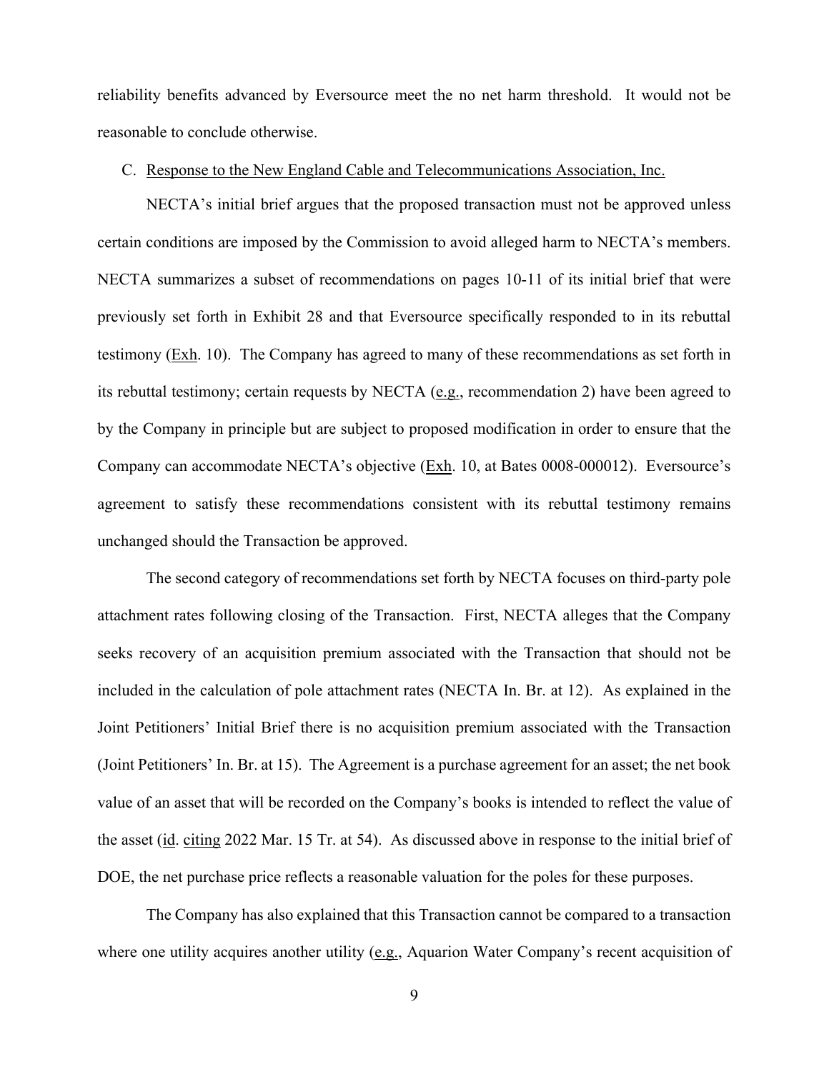reliability benefits advanced by Eversource meet the no net harm threshold. It would not be reasonable to conclude otherwise.

C. Response to the New England Cable and Telecommunications Association, Inc.

NECTA's initial brief argues that the proposed transaction must not be approved unless certain conditions are imposed by the Commission to avoid alleged harm to NECTA's members. NECTA summarizes a subset of recommendations on pages 10-11 of its initial brief that were previously set forth in Exhibit 28 and that Eversource specifically responded to in its rebuttal testimony (Exh. 10). The Company has agreed to many of these recommendations as set forth in its rebuttal testimony; certain requests by NECTA (e.g., recommendation 2) have been agreed to by the Company in principle but are subject to proposed modification in order to ensure that the Company can accommodate NECTA's objective (Exh. 10, at Bates 0008-000012). Eversource's agreement to satisfy these recommendations consistent with its rebuttal testimony remains unchanged should the Transaction be approved.

The second category of recommendations set forth by NECTA focuses on third-party pole attachment rates following closing of the Transaction. First, NECTA alleges that the Company seeks recovery of an acquisition premium associated with the Transaction that should not be included in the calculation of pole attachment rates (NECTA In. Br. at 12). As explained in the Joint Petitioners' Initial Brief there is no acquisition premium associated with the Transaction (Joint Petitioners' In. Br. at 15). The Agreement is a purchase agreement for an asset; the net book value of an asset that will be recorded on the Company's books is intended to reflect the value of the asset (id. citing 2022 Mar. 15 Tr. at 54). As discussed above in response to the initial brief of DOE, the net purchase price reflects a reasonable valuation for the poles for these purposes.

The Company has also explained that this Transaction cannot be compared to a transaction where one utility acquires another utility (e.g., Aquarion Water Company's recent acquisition of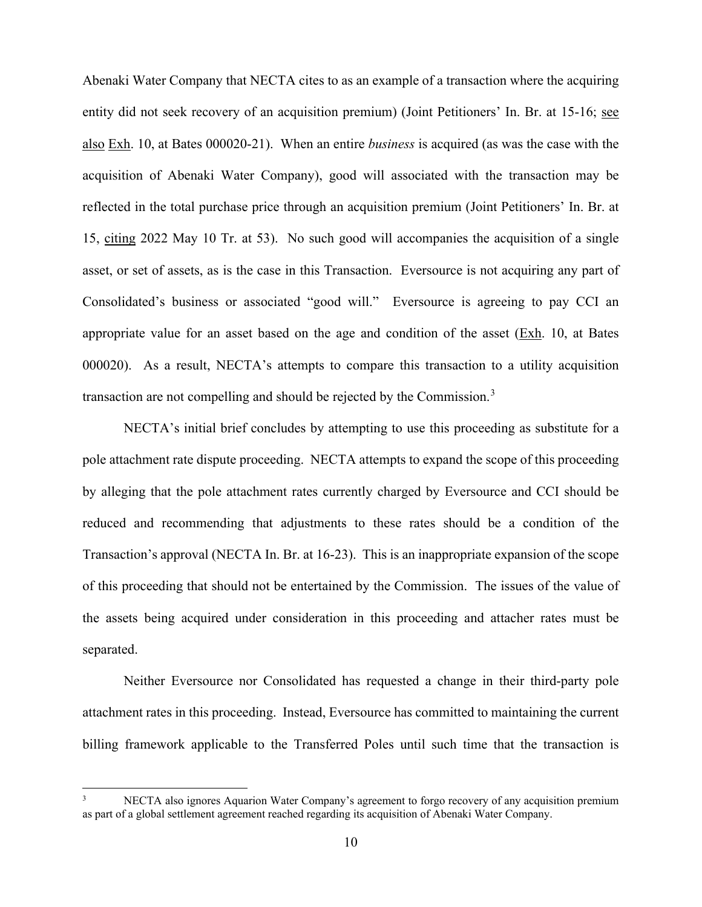Abenaki Water Company that NECTA cites to as an example of a transaction where the acquiring entity did not seek recovery of an acquisition premium) (Joint Petitioners' In. Br. at 15-16; see also Exh. 10, at Bates 000020-21). When an entire *business* is acquired (as was the case with the acquisition of Abenaki Water Company), good will associated with the transaction may be reflected in the total purchase price through an acquisition premium (Joint Petitioners' In. Br. at 15, citing 2022 May 10 Tr. at 53). No such good will accompanies the acquisition of a single asset, or set of assets, as is the case in this Transaction. Eversource is not acquiring any part of Consolidated's business or associated "good will." Eversource is agreeing to pay CCI an appropriate value for an asset based on the age and condition of the asset (Exh. 10, at Bates 000020). As a result, NECTA's attempts to compare this transaction to a utility acquisition transaction are not compelling and should be rejected by the Commission.[3]

NECTA's initial brief concludes by attempting to use this proceeding as substitute for a pole attachment rate dispute proceeding. NECTA attempts to expand the scope of this proceeding by alleging that the pole attachment rates currently charged by Eversource and CCI should be reduced and recommending that adjustments to these rates should be a condition of the Transaction's approval (NECTA In. Br. at 16-23). This is an inappropriate expansion of the scope of this proceeding that should not be entertained by the Commission. The issues of the value of the assets being acquired under consideration in this proceeding and attacher rates must be separated.

Neither Eversource nor Consolidated has requested a change in their third-party pole attachment rates in this proceeding. Instead, Eversource has committed to maintaining the current billing framework applicable to the Transferred Poles until such time that the transaction is

---

[3] NECTA also ignores Aquarion Water Company's agreement to forgo recovery of any acquisition premium as part of a global settlement agreement reached regarding its acquisition of Abenaki Water Company.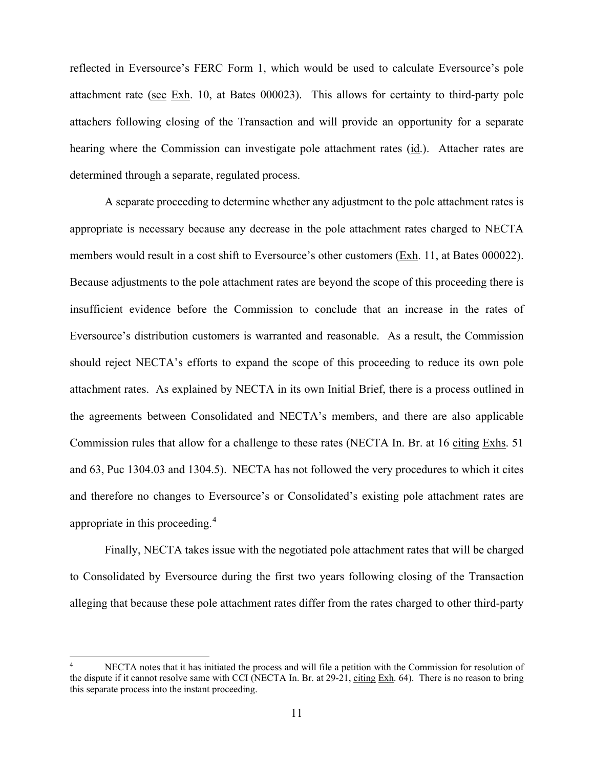reflected in Eversource's FERC Form 1, which would be used to calculate Eversource's pole attachment rate (see Exh. 10, at Bates 000023). This allows for certainty to third-party pole attachers following closing of the Transaction and will provide an opportunity for a separate hearing where the Commission can investigate pole attachment rates (id.). Attacher rates are determined through a separate, regulated process.

A separate proceeding to determine whether any adjustment to the pole attachment rates is appropriate is necessary because any decrease in the pole attachment rates charged to NECTA members would result in a cost shift to Eversource's other customers (Exh. 11, at Bates 000022). Because adjustments to the pole attachment rates are beyond the scope of this proceeding there is insufficient evidence before the Commission to conclude that an increase in the rates of Eversource's distribution customers is warranted and reasonable. As a result, the Commission should reject NECTA's efforts to expand the scope of this proceeding to reduce its own pole attachment rates. As explained by NECTA in its own Initial Brief, there is a process outlined in the agreements between Consolidated and NECTA's members, and there are also applicable Commission rules that allow for a challenge to these rates (NECTA In. Br. at 16 citing Exhs. 51 and 63, Puc 1304.03 and 1304.5). NECTA has not followed the very procedures to which it cites and therefore no changes to Eversource's or Consolidated's existing pole attachment rates are appropriate in this proceeding.[4]

Finally, NECTA takes issue with the negotiated pole attachment rates that will be charged to Consolidated by Eversource during the first two years following closing of the Transaction alleging that because these pole attachment rates differ from the rates charged to other third-party

---

[4] NECTA notes that it has initiated the process and will file a petition with the Commission for resolution of the dispute if it cannot resolve same with CCI (NECTA In. Br. at 29-21, citing Exh. 64). There is no reason to bring this separate process into the instant proceeding.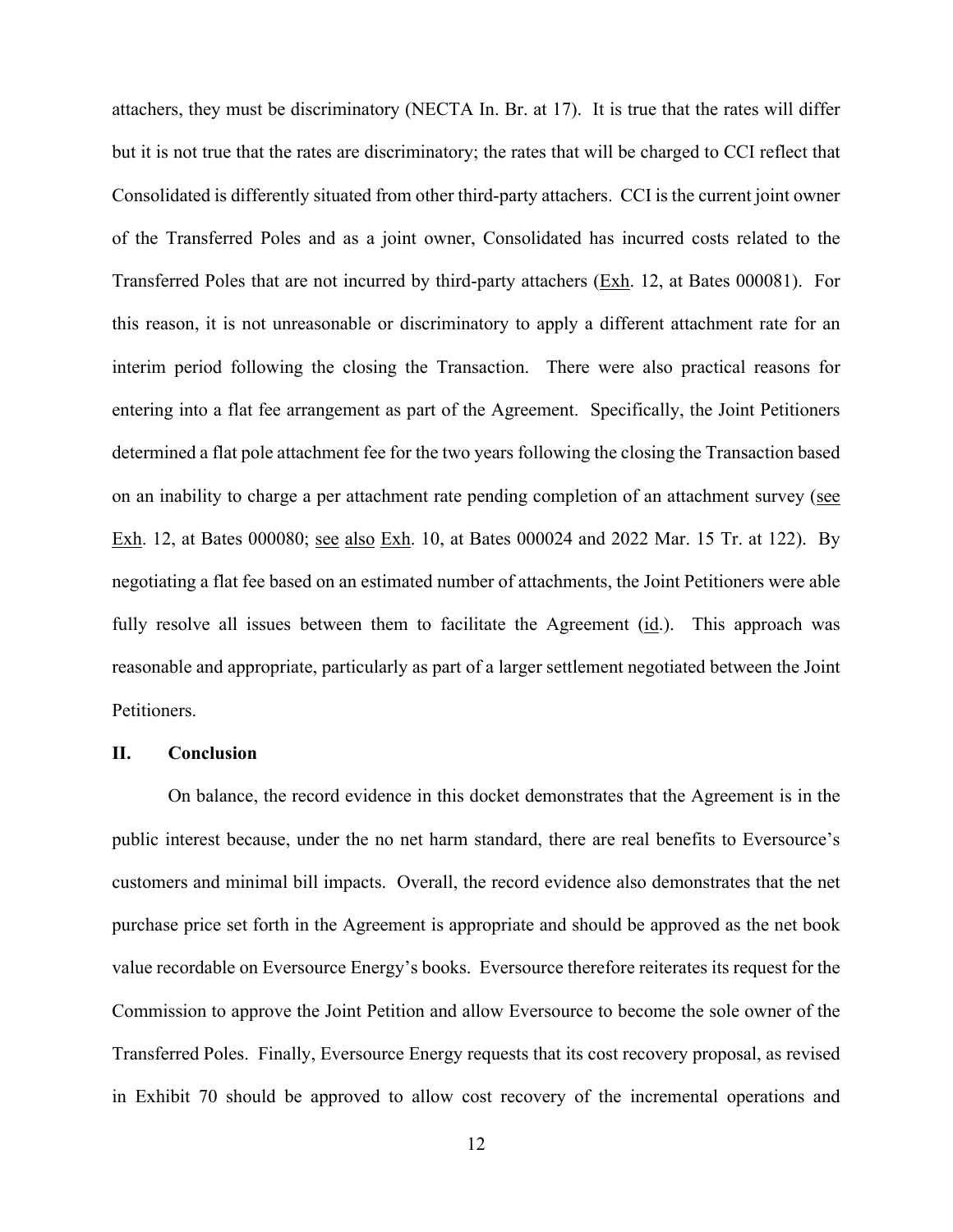attachers, they must be discriminatory (NECTA In. Br. at 17). It is true that the rates will differ but it is not true that the rates are discriminatory; the rates that will be charged to CCI reflect that Consolidated is differently situated from other third-party attachers. CCI is the current joint owner of the Transferred Poles and as a joint owner, Consolidated has incurred costs related to the Transferred Poles that are not incurred by third-party attachers (Exh. 12, at Bates 000081). For this reason, it is not unreasonable or discriminatory to apply a different attachment rate for an interim period following the closing the Transaction. There were also practical reasons for entering into a flat fee arrangement as part of the Agreement. Specifically, the Joint Petitioners determined a flat pole attachment fee for the two years following the closing the Transaction based on an inability to charge a per attachment rate pending completion of an attachment survey (see Exh. 12, at Bates 000080; see also Exh. 10, at Bates 000024 and 2022 Mar. 15 Tr. at 122). By negotiating a flat fee based on an estimated number of attachments, the Joint Petitioners were able fully resolve all issues between them to facilitate the Agreement (id.). This approach was reasonable and appropriate, particularly as part of a larger settlement negotiated between the Joint Petitioners.

## II. Conclusion

On balance, the record evidence in this docket demonstrates that the Agreement is in the public interest because, under the no net harm standard, there are real benefits to Eversource's customers and minimal bill impacts. Overall, the record evidence also demonstrates that the net purchase price set forth in the Agreement is appropriate and should be approved as the net book value recordable on Eversource Energy's books. Eversource therefore reiterates its request for the Commission to approve the Joint Petition and allow Eversource to become the sole owner of the Transferred Poles. Finally, Eversource Energy requests that its cost recovery proposal, as revised in Exhibit 70 should be approved to allow cost recovery of the incremental operations and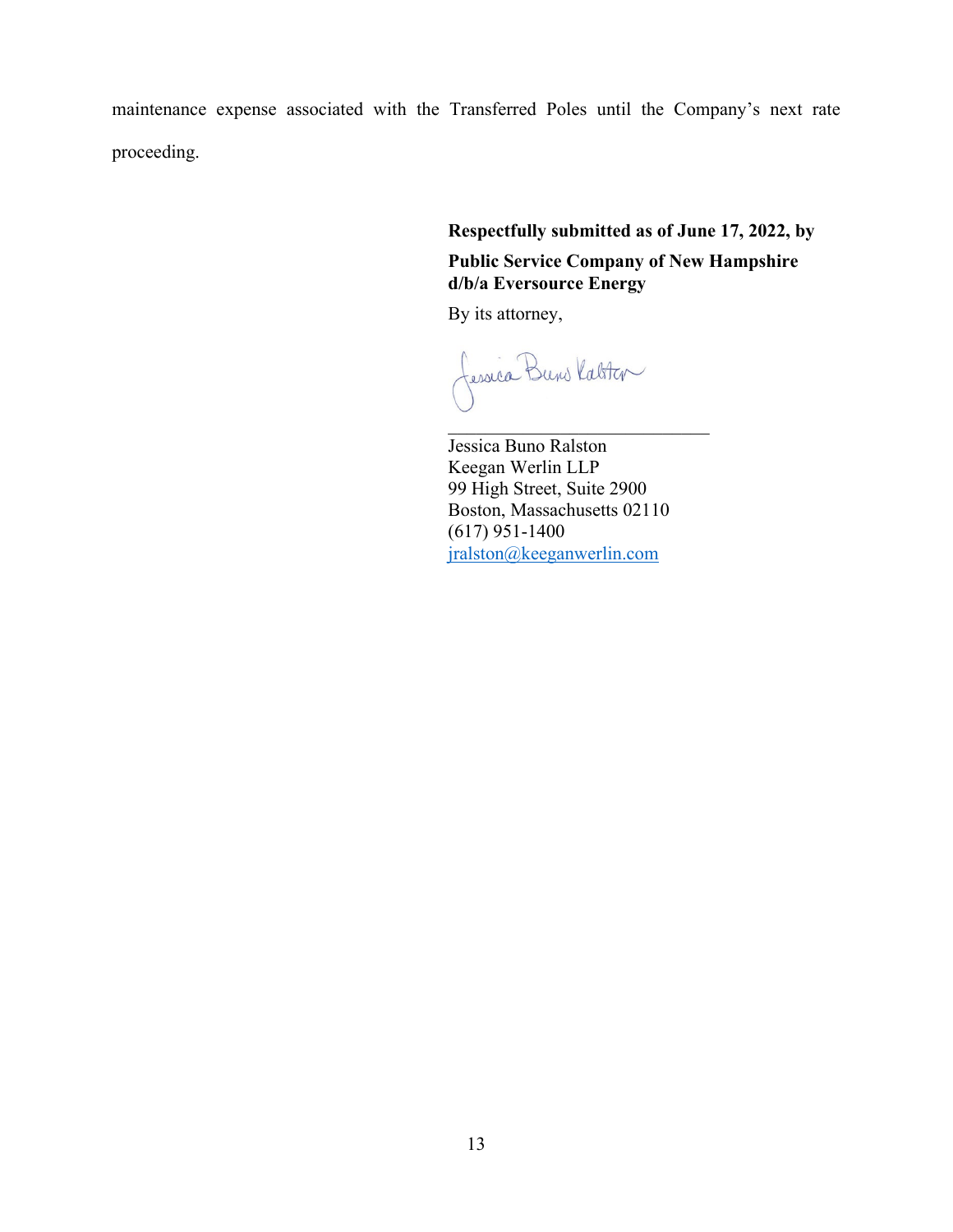maintenance expense associated with the Transferred Poles until the Company's next rate proceeding.

**Respectfully submitted as of June 17, 2022, by**

**Public Service Company of New Hampshire d/b/a Eversource Energy**

By its attorney,

\_\_\_\_\_\_\_\_\_\_\_\_\_\_\_\_\_\_\_\_\_\_\_\_\_\_\_\_\_\_

Jessica Buno Ralston
Keegan Werlin LLP
99 High Street, Suite 2900
Boston, Massachusetts 02110
(617) 951-1400
jralston@keeganwerlin.com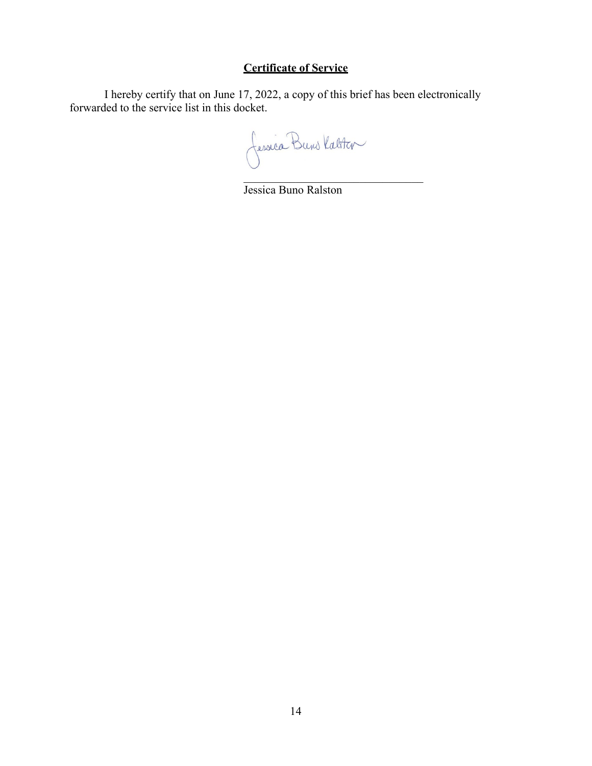**Certificate of Service**

I hereby certify that on June 17, 2022, a copy of this brief has been electronically forwarded to the service list in this docket.

Jessica Buno Ralston